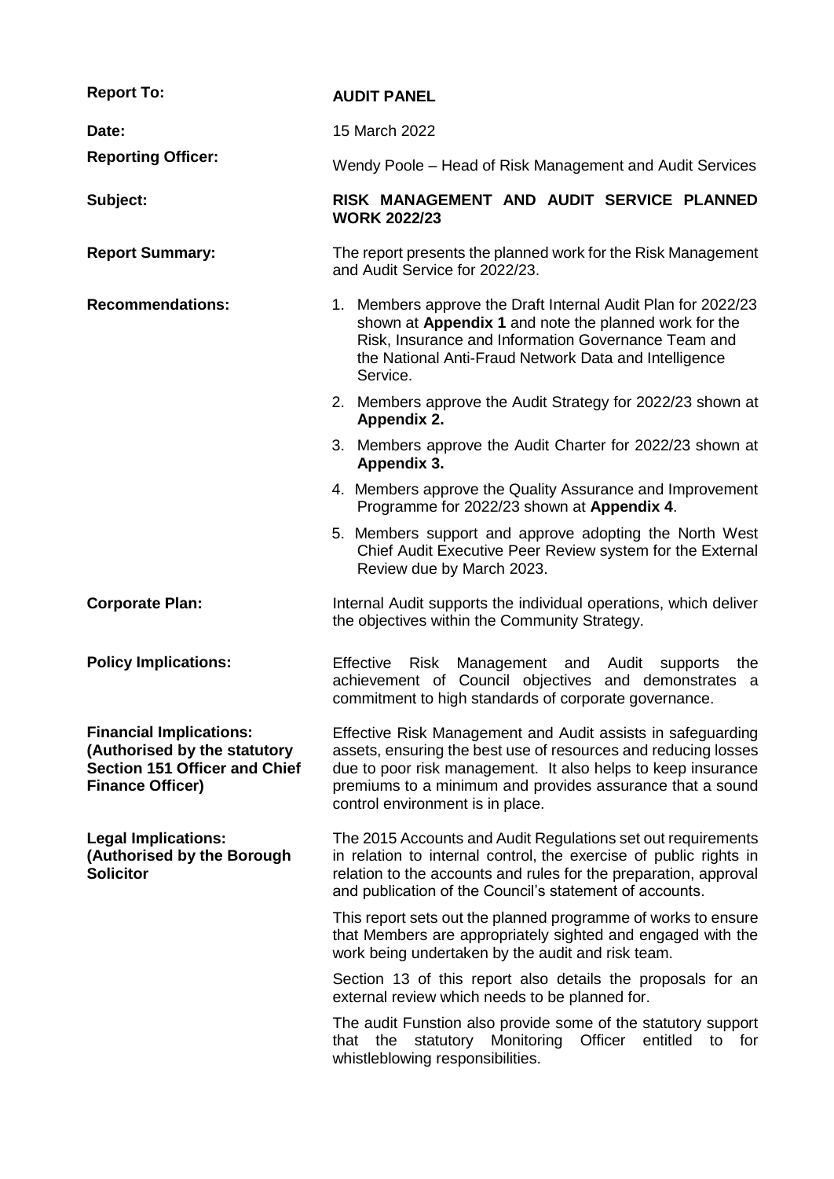| | |
|---|---|
| **Report To:** | **AUDIT PANEL** |
| **Date:** | 15 March 2022 |
| **Reporting Officer:** | Wendy Poole – Head of Risk Management and Audit Services |
| **Subject:** | **RISK MANAGEMENT AND AUDIT SERVICE PLANNED WORK 2022/23** |
| **Report Summary:** | The report presents the planned work for the Risk Management and Audit Service for 2022/23. |
| **Recommendations:** | 1. Members approve the Draft Internal Audit Plan for 2022/23 shown at **Appendix 1** and note the planned work for the Risk, Insurance and Information Governance Team and the National Anti-Fraud Network Data and Intelligence Service.<br>2. Members approve the Audit Strategy for 2022/23 shown at **Appendix 2.**<br>3. Members approve the Audit Charter for 2022/23 shown at **Appendix 3.**<br>4. Members approve the Quality Assurance and Improvement Programme for 2022/23 shown at **Appendix 4**.<br>5. Members support and approve adopting the North West Chief Audit Executive Peer Review system for the External Review due by March 2023. |
| **Corporate Plan:** | Internal Audit supports the individual operations, which deliver the objectives within the Community Strategy. |
| **Policy Implications:** | Effective Risk Management and Audit supports the achievement of Council objectives and demonstrates a commitment to high standards of corporate governance. |
| **Financial Implications: (Authorised by the statutory Section 151 Officer and Chief Finance Officer)** | Effective Risk Management and Audit assists in safeguarding assets, ensuring the best use of resources and reducing losses due to poor risk management. It also helps to keep insurance premiums to a minimum and provides assurance that a sound control environment is in place. |
| **Legal Implications: (Authorised by the Borough Solicitor** | The 2015 Accounts and Audit Regulations set out requirements in relation to internal control, the exercise of public rights in relation to the accounts and rules for the preparation, approval and publication of the Council's statement of accounts.<br><br>This report sets out the planned programme of works to ensure that Members are appropriately sighted and engaged with the work being undertaken by the audit and risk team.<br><br>Section 13 of this report also details the proposals for an external review which needs to be planned for.<br><br>The audit Funstion also provide some of the statutory support that the statutory Monitoring Officer entitled to for whistleblowing responsibilities. |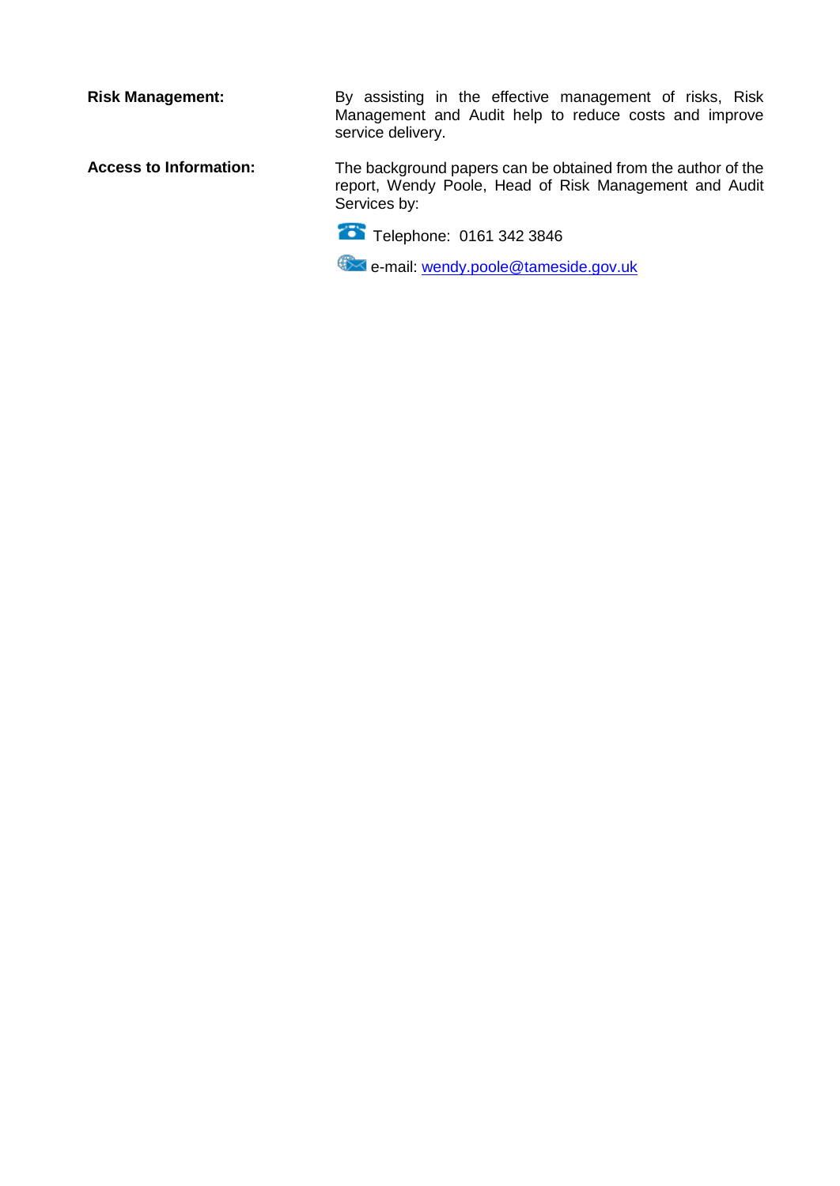**Risk Management:** By assisting in the effective management of risks, Risk Management and Audit help to reduce costs and improve service delivery.

**Access to Information:** The background papers can be obtained from the author of the report, Wendy Poole, Head of Risk Management and Audit Services by:

Telephone: 0161 342 3846

e-mail: wendy.poole@tameside.gov.uk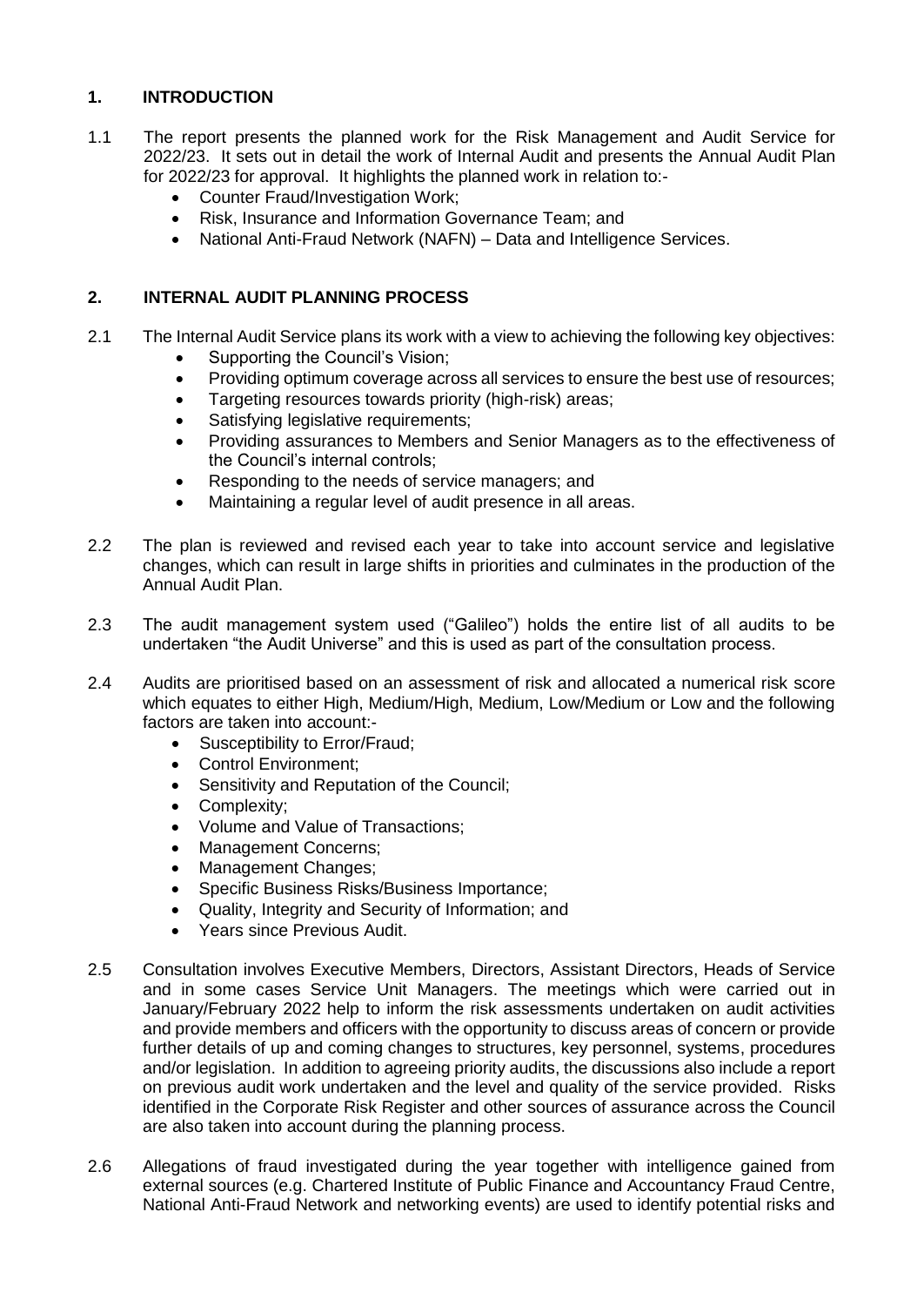## 1. INTRODUCTION

1.1 The report presents the planned work for the Risk Management and Audit Service for 2022/23. It sets out in detail the work of Internal Audit and presents the Annual Audit Plan for 2022/23 for approval. It highlights the planned work in relation to:-

- Counter Fraud/Investigation Work;
- Risk, Insurance and Information Governance Team; and
- National Anti-Fraud Network (NAFN) – Data and Intelligence Services.

## 2. INTERNAL AUDIT PLANNING PROCESS

2.1 The Internal Audit Service plans its work with a view to achieving the following key objectives:

- Supporting the Council's Vision;
- Providing optimum coverage across all services to ensure the best use of resources;
- Targeting resources towards priority (high-risk) areas;
- Satisfying legislative requirements;
- Providing assurances to Members and Senior Managers as to the effectiveness of the Council's internal controls;
- Responding to the needs of service managers; and
- Maintaining a regular level of audit presence in all areas.

2.2 The plan is reviewed and revised each year to take into account service and legislative changes, which can result in large shifts in priorities and culminates in the production of the Annual Audit Plan.

2.3 The audit management system used ("Galileo") holds the entire list of all audits to be undertaken "the Audit Universe" and this is used as part of the consultation process.

2.4 Audits are prioritised based on an assessment of risk and allocated a numerical risk score which equates to either High, Medium/High, Medium, Low/Medium or Low and the following factors are taken into account:-

- Susceptibility to Error/Fraud;
- Control Environment;
- Sensitivity and Reputation of the Council;
- Complexity;
- Volume and Value of Transactions;
- Management Concerns;
- Management Changes;
- Specific Business Risks/Business Importance;
- Quality, Integrity and Security of Information; and
- Years since Previous Audit.

2.5 Consultation involves Executive Members, Directors, Assistant Directors, Heads of Service and in some cases Service Unit Managers. The meetings which were carried out in January/February 2022 help to inform the risk assessments undertaken on audit activities and provide members and officers with the opportunity to discuss areas of concern or provide further details of up and coming changes to structures, key personnel, systems, procedures and/or legislation. In addition to agreeing priority audits, the discussions also include a report on previous audit work undertaken and the level and quality of the service provided. Risks identified in the Corporate Risk Register and other sources of assurance across the Council are also taken into account during the planning process.

2.6 Allegations of fraud investigated during the year together with intelligence gained from external sources (e.g. Chartered Institute of Public Finance and Accountancy Fraud Centre, National Anti-Fraud Network and networking events) are used to identify potential risks and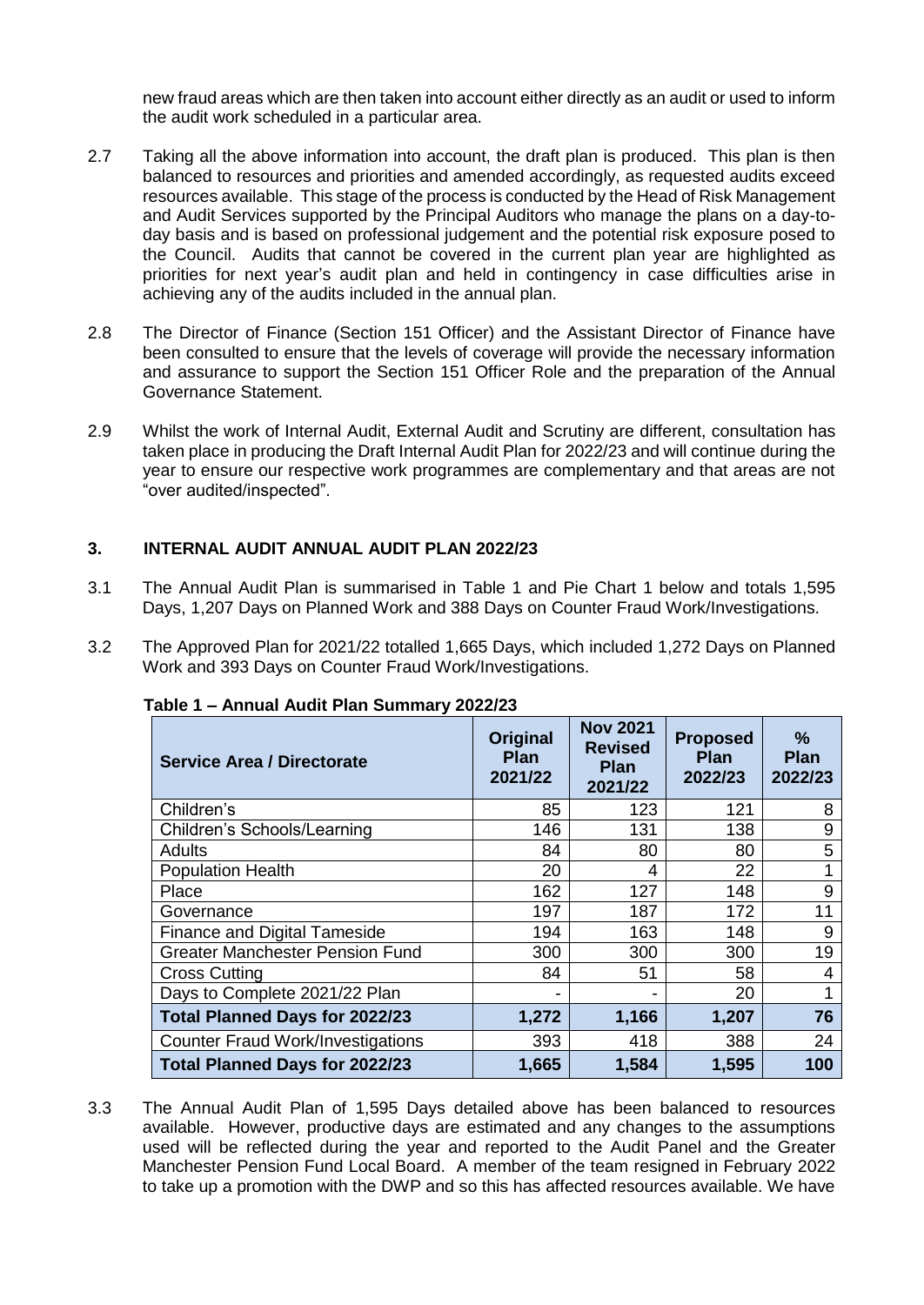new fraud areas which are then taken into account either directly as an audit or used to inform the audit work scheduled in a particular area.

2.7 Taking all the above information into account, the draft plan is produced. This plan is then balanced to resources and priorities and amended accordingly, as requested audits exceed resources available. This stage of the process is conducted by the Head of Risk Management and Audit Services supported by the Principal Auditors who manage the plans on a day-to-day basis and is based on professional judgement and the potential risk exposure posed to the Council. Audits that cannot be covered in the current plan year are highlighted as priorities for next year's audit plan and held in contingency in case difficulties arise in achieving any of the audits included in the annual plan.

2.8 The Director of Finance (Section 151 Officer) and the Assistant Director of Finance have been consulted to ensure that the levels of coverage will provide the necessary information and assurance to support the Section 151 Officer Role and the preparation of the Annual Governance Statement.

2.9 Whilst the work of Internal Audit, External Audit and Scrutiny are different, consultation has taken place in producing the Draft Internal Audit Plan for 2022/23 and will continue during the year to ensure our respective work programmes are complementary and that areas are not "over audited/inspected".

## 3. INTERNAL AUDIT ANNUAL AUDIT PLAN 2022/23

3.1 The Annual Audit Plan is summarised in Table 1 and Pie Chart 1 below and totals 1,595 Days, 1,207 Days on Planned Work and 388 Days on Counter Fraud Work/Investigations.

3.2 The Approved Plan for 2021/22 totalled 1,665 Days, which included 1,272 Days on Planned Work and 393 Days on Counter Fraud Work/Investigations.

**Table 1 – Annual Audit Plan Summary 2022/23**

| Service Area / Directorate | Original Plan 2021/22 | Nov 2021 Revised Plan 2021/22 | Proposed Plan 2022/23 | % Plan 2022/23 |
|---|---|---|---|---|
| Children's | 85 | 123 | 121 | 8 |
| Children's Schools/Learning | 146 | 131 | 138 | 9 |
| Adults | 84 | 80 | 80 | 5 |
| Population Health | 20 | 4 | 22 | 1 |
| Place | 162 | 127 | 148 | 9 |
| Governance | 197 | 187 | 172 | 11 |
| Finance and Digital Tameside | 194 | 163 | 148 | 9 |
| Greater Manchester Pension Fund | 300 | 300 | 300 | 19 |
| Cross Cutting | 84 | 51 | 58 | 4 |
| Days to Complete 2021/22 Plan | - | - | 20 | 1 |
| **Total Planned Days for 2022/23** | **1,272** | **1,166** | **1,207** | **76** |
| Counter Fraud Work/Investigations | 393 | 418 | 388 | 24 |
| **Total Planned Days for 2022/23** | **1,665** | **1,584** | **1,595** | **100** |

3.3 The Annual Audit Plan of 1,595 Days detailed above has been balanced to resources available. However, productive days are estimated and any changes to the assumptions used will be reflected during the year and reported to the Audit Panel and the Greater Manchester Pension Fund Local Board. A member of the team resigned in February 2022 to take up a promotion with the DWP and so this has affected resources available. We have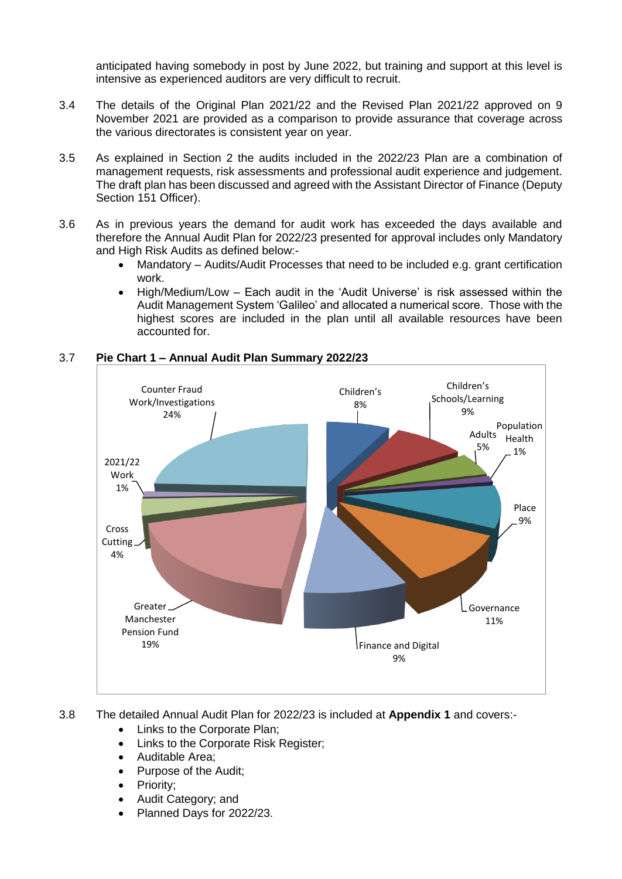anticipated having somebody in post by June 2022, but training and support at this level is intensive as experienced auditors are very difficult to recruit.

3.4 The details of the Original Plan 2021/22 and the Revised Plan 2021/22 approved on 9 November 2021 are provided as a comparison to provide assurance that coverage across the various directorates is consistent year on year.

3.5 As explained in Section 2 the audits included in the 2022/23 Plan are a combination of management requests, risk assessments and professional audit experience and judgement. The draft plan has been discussed and agreed with the Assistant Director of Finance (Deputy Section 151 Officer).

3.6 As in previous years the demand for audit work has exceeded the days available and therefore the Annual Audit Plan for 2022/23 presented for approval includes only Mandatory and High Risk Audits as defined below:-

- Mandatory – Audits/Audit Processes that need to be included e.g. grant certification work.
- High/Medium/Low – Each audit in the 'Audit Universe' is risk assessed within the Audit Management System 'Galileo' and allocated a numerical score. Those with the highest scores are included in the plan until all available resources have been accounted for.

3.7 **Pie Chart 1 – Annual Audit Plan Summary 2022/23**

Children's 8%
Children's Schools/Learning 9%
Adults 5%
Population Health 1%
Place 9%
Governance 11%
Finance and Digital 9%
Greater Manchester Pension Fund 19%
Cross Cutting 4%
2021/22 Work 1%
Counter Fraud Work/Investigations 24%

3.8 The detailed Annual Audit Plan for 2022/23 is included at **Appendix 1** and covers:-

- Links to the Corporate Plan;
- Links to the Corporate Risk Register;
- Auditable Area;
- Purpose of the Audit;
- Priority;
- Audit Category; and
- Planned Days for 2022/23.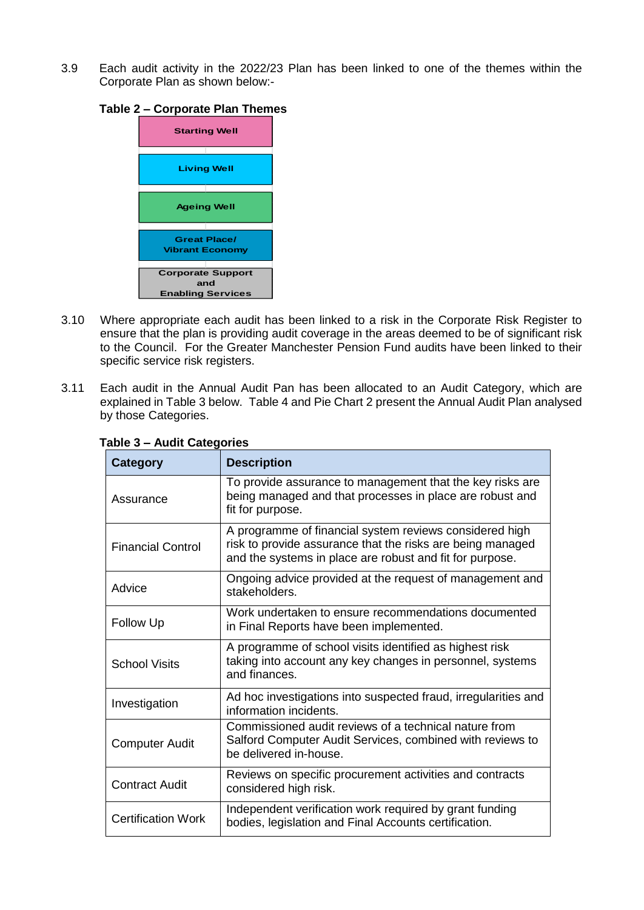3.9 Each audit activity in the 2022/23 Plan has been linked to one of the themes within the Corporate Plan as shown below:-

**Table 2 – Corporate Plan Themes**

| Corporate Plan Themes |
|---|
| Starting Well |
| Living Well |
| Ageing Well |
| Great Place/ Vibrant Economy |
| Corporate Support and Enabling Services |

3.10 Where appropriate each audit has been linked to a risk in the Corporate Risk Register to ensure that the plan is providing audit coverage in the areas deemed to be of significant risk to the Council. For the Greater Manchester Pension Fund audits have been linked to their specific service risk registers.

3.11 Each audit in the Annual Audit Pan has been allocated to an Audit Category, which are explained in Table 3 below. Table 4 and Pie Chart 2 present the Annual Audit Plan analysed by those Categories.

**Table 3 – Audit Categories**

| Category | Description |
|---|---|
| Assurance | To provide assurance to management that the key risks are being managed and that processes in place are robust and fit for purpose. |
| Financial Control | A programme of financial system reviews considered high risk to provide assurance that the risks are being managed and the systems in place are robust and fit for purpose. |
| Advice | Ongoing advice provided at the request of management and stakeholders. |
| Follow Up | Work undertaken to ensure recommendations documented in Final Reports have been implemented. |
| School Visits | A programme of school visits identified as highest risk taking into account any key changes in personnel, systems and finances. |
| Investigation | Ad hoc investigations into suspected fraud, irregularities and information incidents. |
| Computer Audit | Commissioned audit reviews of a technical nature from Salford Computer Audit Services, combined with reviews to be delivered in-house. |
| Contract Audit | Reviews on specific procurement activities and contracts considered high risk. |
| Certification Work | Independent verification work required by grant funding bodies, legislation and Final Accounts certification. |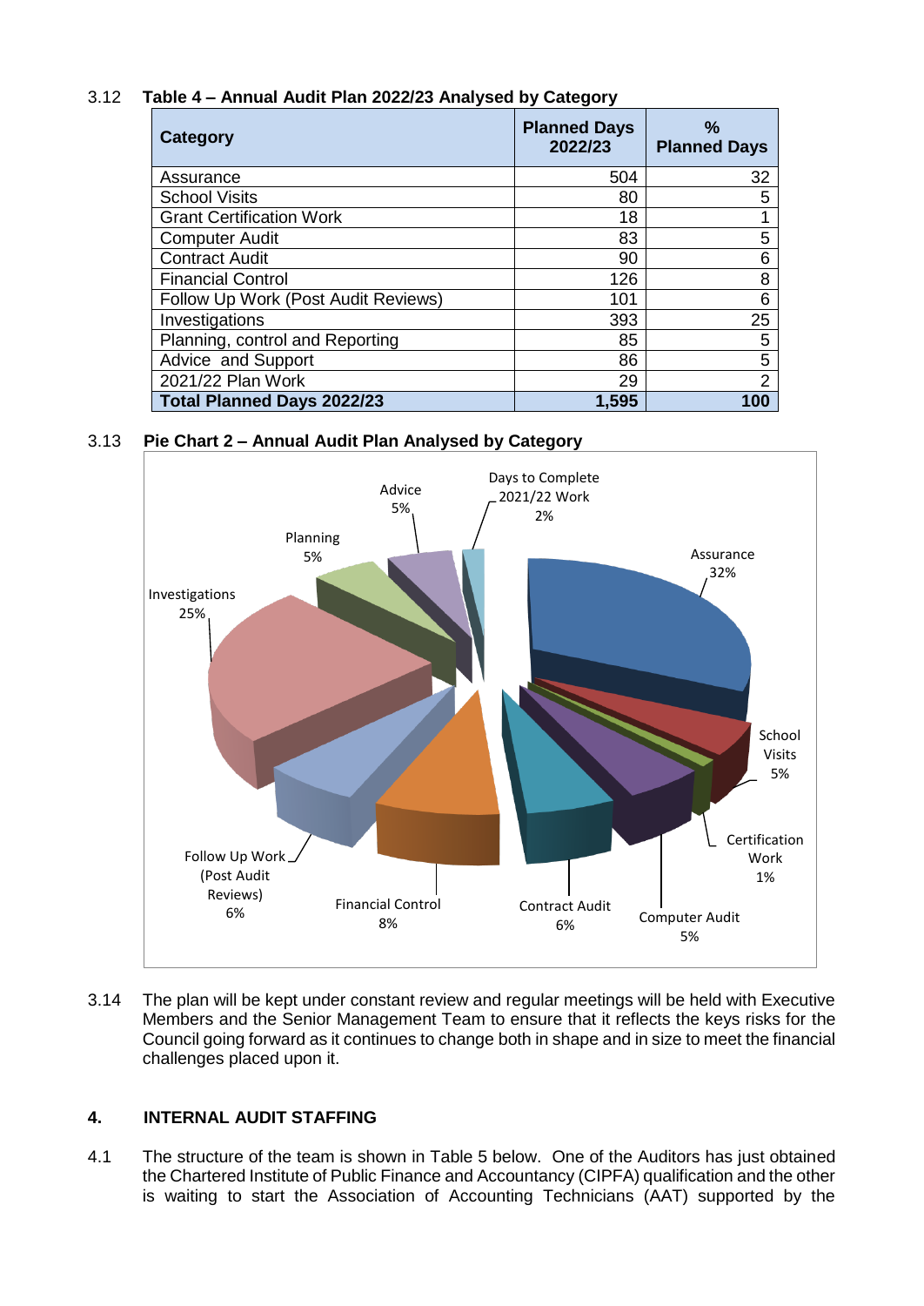3.12 **Table 4 – Annual Audit Plan 2022/23 Analysed by Category**

| Category | Planned Days 2022/23 | % Planned Days |
|---|---|---|
| Assurance | 504 | 32 |
| School Visits | 80 | 5 |
| Grant Certification Work | 18 | 1 |
| Computer Audit | 83 | 5 |
| Contract Audit | 90 | 6 |
| Financial Control | 126 | 8 |
| Follow Up Work (Post Audit Reviews) | 101 | 6 |
| Investigations | 393 | 25 |
| Planning, control and Reporting | 85 | 5 |
| Advice and Support | 86 | 5 |
| 2021/22 Plan Work | 29 | 2 |
| **Total Planned Days 2022/23** | **1,595** | **100** |

3.13 **Pie Chart 2 – Annual Audit Plan Analysed by Category**

Assurance 32%; School Visits 5%; Certification Work 1%; Computer Audit 5%; Contract Audit 6%; Financial Control 8%; Follow Up Work (Post Audit Reviews) 6%; Investigations 25%; Planning 5%; Advice 5%; Days to Complete 2021/22 Work 2%

3.14 The plan will be kept under constant review and regular meetings will be held with Executive Members and the Senior Management Team to ensure that it reflects the keys risks for the Council going forward as it continues to change both in shape and in size to meet the financial challenges placed upon it.

## 4. INTERNAL AUDIT STAFFING

4.1 The structure of the team is shown in Table 5 below. One of the Auditors has just obtained the Chartered Institute of Public Finance and Accountancy (CIPFA) qualification and the other is waiting to start the Association of Accounting Technicians (AAT) supported by the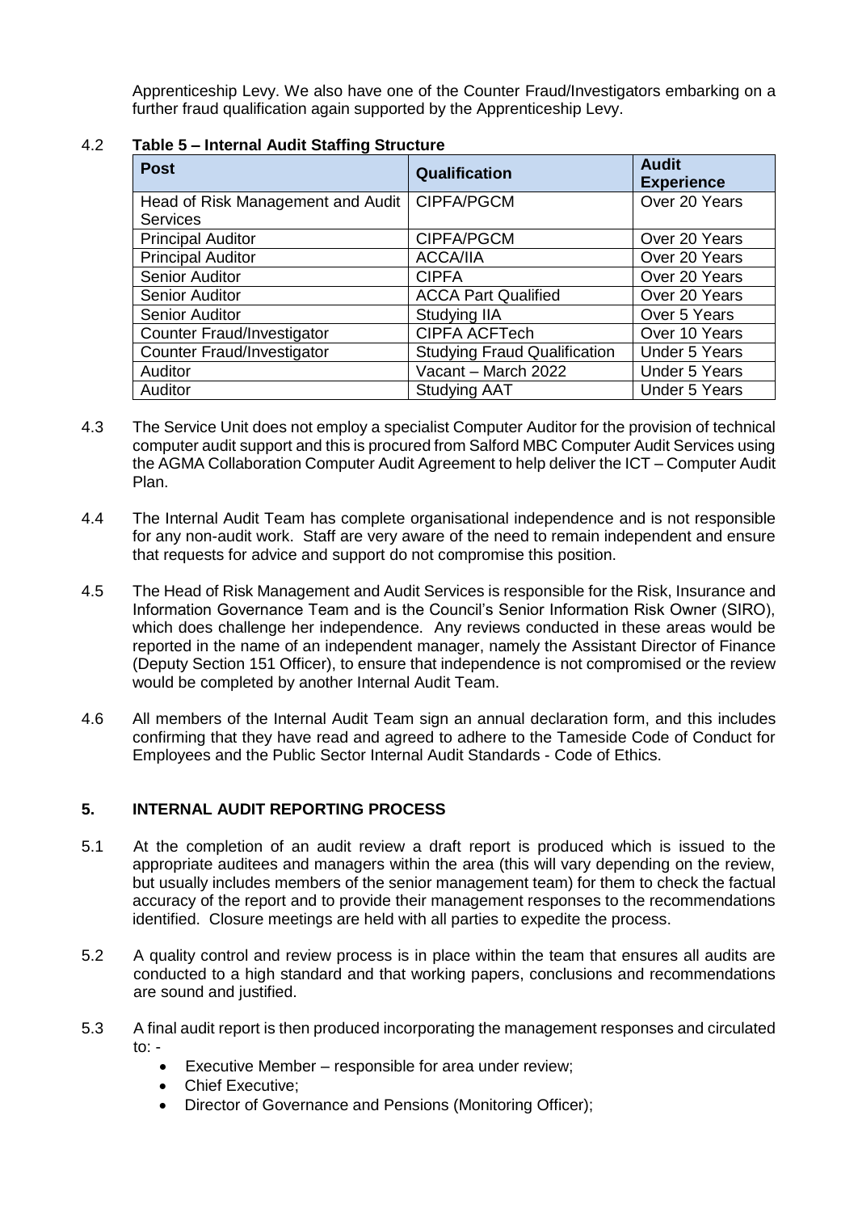Apprenticeship Levy. We also have one of the Counter Fraud/Investigators embarking on a further fraud qualification again supported by the Apprenticeship Levy.

4.2 **Table 5 – Internal Audit Staffing Structure**

| Post | Qualification | Audit Experience |
|---|---|---|
| Head of Risk Management and Audit Services | CIPFA/PGCM | Over 20 Years |
| Principal Auditor | CIPFA/PGCM | Over 20 Years |
| Principal Auditor | ACCA/IIA | Over 20 Years |
| Senior Auditor | CIPFA | Over 20 Years |
| Senior Auditor | ACCA Part Qualified | Over 20 Years |
| Senior Auditor | Studying IIA | Over 5 Years |
| Counter Fraud/Investigator | CIPFA ACFTech | Over 10 Years |
| Counter Fraud/Investigator | Studying Fraud Qualification | Under 5 Years |
| Auditor | Vacant – March 2022 | Under 5 Years |
| Auditor | Studying AAT | Under 5 Years |

4.3 The Service Unit does not employ a specialist Computer Auditor for the provision of technical computer audit support and this is procured from Salford MBC Computer Audit Services using the AGMA Collaboration Computer Audit Agreement to help deliver the ICT – Computer Audit Plan.

4.4 The Internal Audit Team has complete organisational independence and is not responsible for any non-audit work. Staff are very aware of the need to remain independent and ensure that requests for advice and support do not compromise this position.

4.5 The Head of Risk Management and Audit Services is responsible for the Risk, Insurance and Information Governance Team and is the Council's Senior Information Risk Owner (SIRO), which does challenge her independence. Any reviews conducted in these areas would be reported in the name of an independent manager, namely the Assistant Director of Finance (Deputy Section 151 Officer), to ensure that independence is not compromised or the review would be completed by another Internal Audit Team.

4.6 All members of the Internal Audit Team sign an annual declaration form, and this includes confirming that they have read and agreed to adhere to the Tameside Code of Conduct for Employees and the Public Sector Internal Audit Standards - Code of Ethics.

## 5. INTERNAL AUDIT REPORTING PROCESS

5.1 At the completion of an audit review a draft report is produced which is issued to the appropriate auditees and managers within the area (this will vary depending on the review, but usually includes members of the senior management team) for them to check the factual accuracy of the report and to provide their management responses to the recommendations identified. Closure meetings are held with all parties to expedite the process.

5.2 A quality control and review process is in place within the team that ensures all audits are conducted to a high standard and that working papers, conclusions and recommendations are sound and justified.

5.3 A final audit report is then produced incorporating the management responses and circulated to: -

- Executive Member – responsible for area under review;
- Chief Executive;
- Director of Governance and Pensions (Monitoring Officer);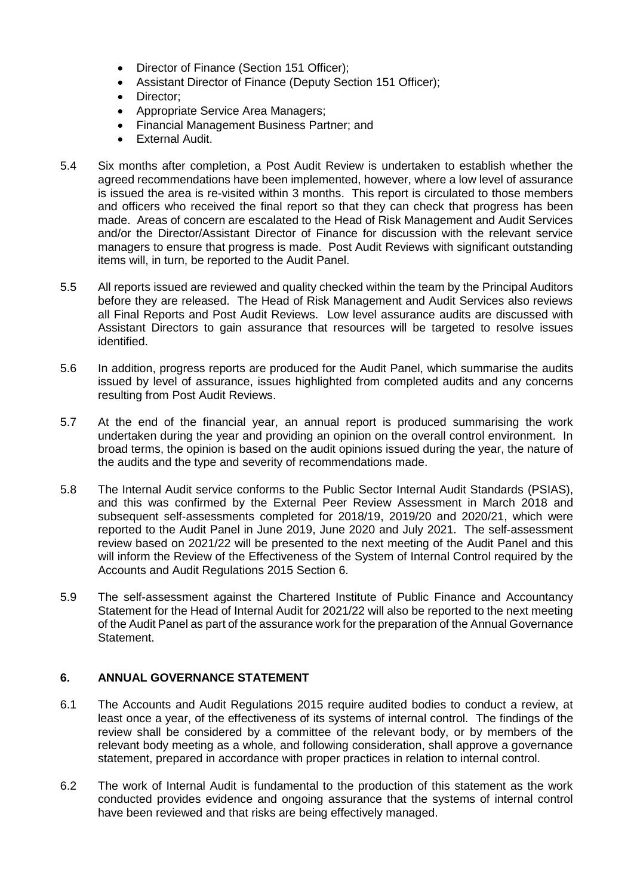- Director of Finance (Section 151 Officer);
- Assistant Director of Finance (Deputy Section 151 Officer);
- Director;
- Appropriate Service Area Managers;
- Financial Management Business Partner; and
- External Audit.

5.4 Six months after completion, a Post Audit Review is undertaken to establish whether the agreed recommendations have been implemented, however, where a low level of assurance is issued the area is re-visited within 3 months. This report is circulated to those members and officers who received the final report so that they can check that progress has been made. Areas of concern are escalated to the Head of Risk Management and Audit Services and/or the Director/Assistant Director of Finance for discussion with the relevant service managers to ensure that progress is made. Post Audit Reviews with significant outstanding items will, in turn, be reported to the Audit Panel.

5.5 All reports issued are reviewed and quality checked within the team by the Principal Auditors before they are released. The Head of Risk Management and Audit Services also reviews all Final Reports and Post Audit Reviews. Low level assurance audits are discussed with Assistant Directors to gain assurance that resources will be targeted to resolve issues identified.

5.6 In addition, progress reports are produced for the Audit Panel, which summarise the audits issued by level of assurance, issues highlighted from completed audits and any concerns resulting from Post Audit Reviews.

5.7 At the end of the financial year, an annual report is produced summarising the work undertaken during the year and providing an opinion on the overall control environment. In broad terms, the opinion is based on the audit opinions issued during the year, the nature of the audits and the type and severity of recommendations made.

5.8 The Internal Audit service conforms to the Public Sector Internal Audit Standards (PSIAS), and this was confirmed by the External Peer Review Assessment in March 2018 and subsequent self-assessments completed for 2018/19, 2019/20 and 2020/21, which were reported to the Audit Panel in June 2019, June 2020 and July 2021. The self-assessment review based on 2021/22 will be presented to the next meeting of the Audit Panel and this will inform the Review of the Effectiveness of the System of Internal Control required by the Accounts and Audit Regulations 2015 Section 6.

5.9 The self-assessment against the Chartered Institute of Public Finance and Accountancy Statement for the Head of Internal Audit for 2021/22 will also be reported to the next meeting of the Audit Panel as part of the assurance work for the preparation of the Annual Governance Statement.

## 6. ANNUAL GOVERNANCE STATEMENT

6.1 The Accounts and Audit Regulations 2015 require audited bodies to conduct a review, at least once a year, of the effectiveness of its systems of internal control. The findings of the review shall be considered by a committee of the relevant body, or by members of the relevant body meeting as a whole, and following consideration, shall approve a governance statement, prepared in accordance with proper practices in relation to internal control.

6.2 The work of Internal Audit is fundamental to the production of this statement as the work conducted provides evidence and ongoing assurance that the systems of internal control have been reviewed and that risks are being effectively managed.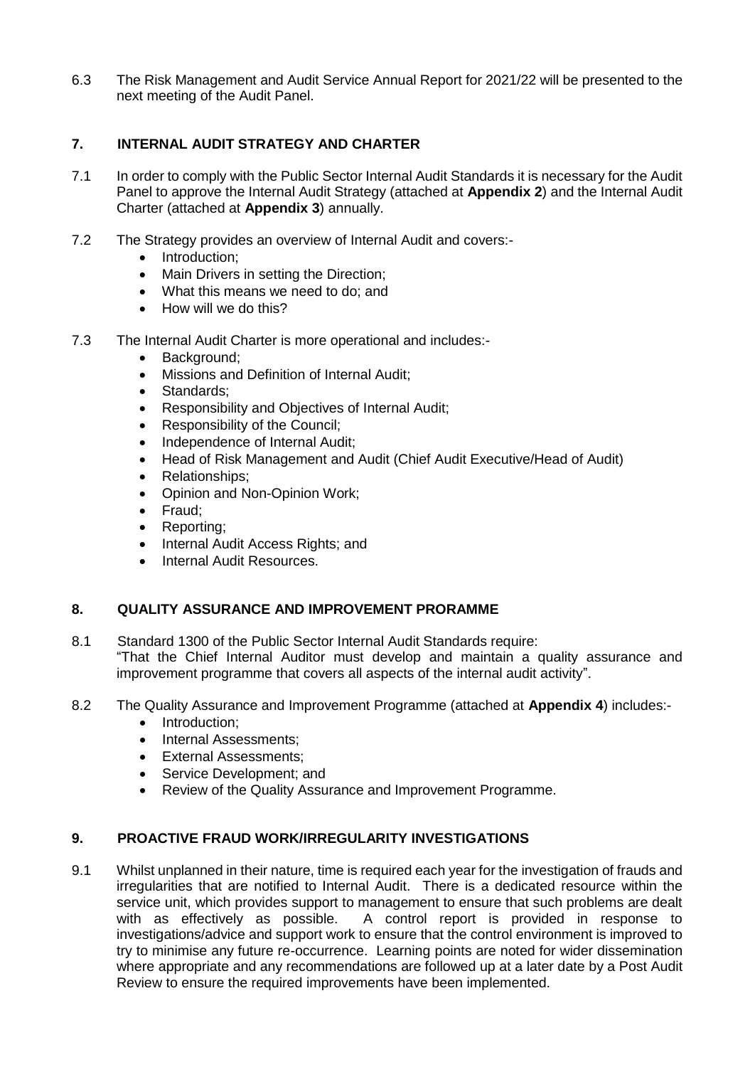6.3 The Risk Management and Audit Service Annual Report for 2021/22 will be presented to the next meeting of the Audit Panel.

## 7. INTERNAL AUDIT STRATEGY AND CHARTER

7.1 In order to comply with the Public Sector Internal Audit Standards it is necessary for the Audit Panel to approve the Internal Audit Strategy (attached at **Appendix 2**) and the Internal Audit Charter (attached at **Appendix 3**) annually.

7.2 The Strategy provides an overview of Internal Audit and covers:-

- Introduction;
- Main Drivers in setting the Direction;
- What this means we need to do; and
- How will we do this?

7.3 The Internal Audit Charter is more operational and includes:-

- Background;
- Missions and Definition of Internal Audit;
- Standards;
- Responsibility and Objectives of Internal Audit;
- Responsibility of the Council;
- Independence of Internal Audit;
- Head of Risk Management and Audit (Chief Audit Executive/Head of Audit)
- Relationships;
- Opinion and Non-Opinion Work;
- Fraud;
- Reporting;
- Internal Audit Access Rights; and
- Internal Audit Resources.

## 8. QUALITY ASSURANCE AND IMPROVEMENT PRORAMME

8.1 Standard 1300 of the Public Sector Internal Audit Standards require:
"That the Chief Internal Auditor must develop and maintain a quality assurance and improvement programme that covers all aspects of the internal audit activity".

8.2 The Quality Assurance and Improvement Programme (attached at **Appendix 4**) includes:-

- Introduction;
- Internal Assessments;
- External Assessments;
- Service Development; and
- Review of the Quality Assurance and Improvement Programme.

## 9. PROACTIVE FRAUD WORK/IRREGULARITY INVESTIGATIONS

9.1 Whilst unplanned in their nature, time is required each year for the investigation of frauds and irregularities that are notified to Internal Audit. There is a dedicated resource within the service unit, which provides support to management to ensure that such problems are dealt with as effectively as possible. A control report is provided in response to investigations/advice and support work to ensure that the control environment is improved to try to minimise any future re-occurrence. Learning points are noted for wider dissemination where appropriate and any recommendations are followed up at a later date by a Post Audit Review to ensure the required improvements have been implemented.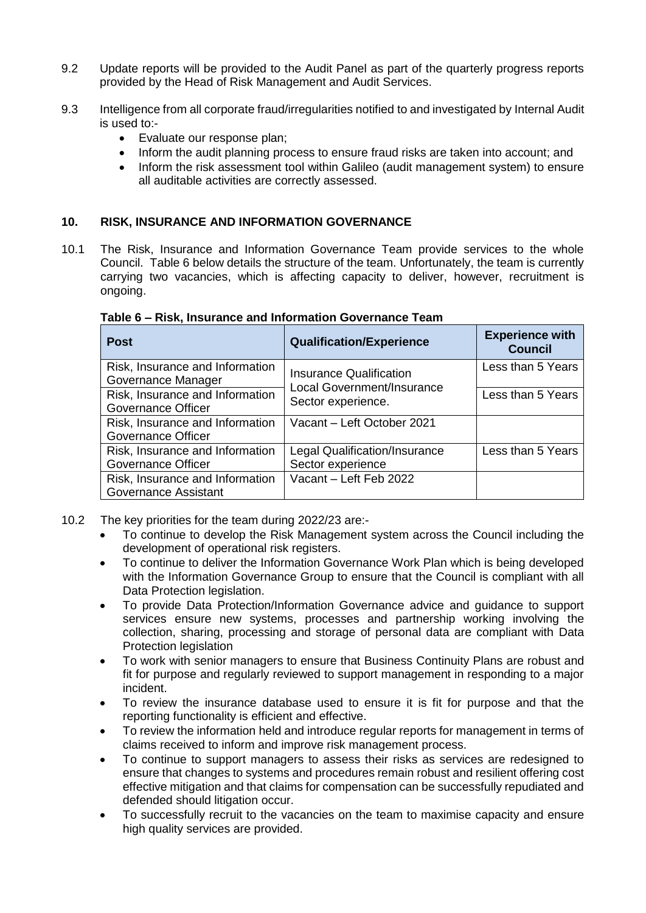9.2 Update reports will be provided to the Audit Panel as part of the quarterly progress reports provided by the Head of Risk Management and Audit Services.

9.3 Intelligence from all corporate fraud/irregularities notified to and investigated by Internal Audit is used to:-

- Evaluate our response plan;
- Inform the audit planning process to ensure fraud risks are taken into account; and
- Inform the risk assessment tool within Galileo (audit management system) to ensure all auditable activities are correctly assessed.

## 10. RISK, INSURANCE AND INFORMATION GOVERNANCE

10.1 The Risk, Insurance and Information Governance Team provide services to the whole Council. Table 6 below details the structure of the team. Unfortunately, the team is currently carrying two vacancies, which is affecting capacity to deliver, however, recruitment is ongoing.

**Table 6 – Risk, Insurance and Information Governance Team**

| Post | Qualification/Experience | Experience with Council |
|---|---|---|
| Risk, Insurance and Information Governance Manager | Insurance Qualification Local Government/Insurance Sector experience. | Less than 5 Years |
| Risk, Insurance and Information Governance Officer | | Less than 5 Years |
| Risk, Insurance and Information Governance Officer | Vacant – Left October 2021 | |
| Risk, Insurance and Information Governance Officer | Legal Qualification/Insurance Sector experience | Less than 5 Years |
| Risk, Insurance and Information Governance Assistant | Vacant – Left Feb 2022 | |

10.2 The key priorities for the team during 2022/23 are:-

- To continue to develop the Risk Management system across the Council including the development of operational risk registers.
- To continue to deliver the Information Governance Work Plan which is being developed with the Information Governance Group to ensure that the Council is compliant with all Data Protection legislation.
- To provide Data Protection/Information Governance advice and guidance to support services ensure new systems, processes and partnership working involving the collection, sharing, processing and storage of personal data are compliant with Data Protection legislation
- To work with senior managers to ensure that Business Continuity Plans are robust and fit for purpose and regularly reviewed to support management in responding to a major incident.
- To review the insurance database used to ensure it is fit for purpose and that the reporting functionality is efficient and effective.
- To review the information held and introduce regular reports for management in terms of claims received to inform and improve risk management process.
- To continue to support managers to assess their risks as services are redesigned to ensure that changes to systems and procedures remain robust and resilient offering cost effective mitigation and that claims for compensation can be successfully repudiated and defended should litigation occur.
- To successfully recruit to the vacancies on the team to maximise capacity and ensure high quality services are provided.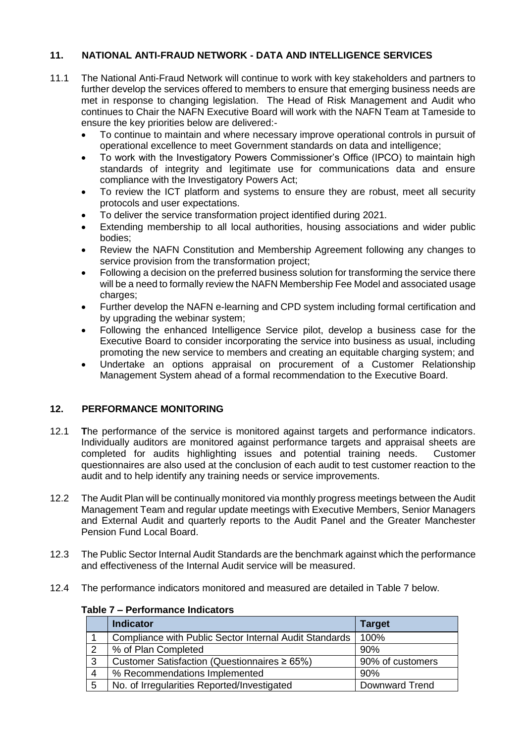## 11. NATIONAL ANTI-FRAUD NETWORK - DATA AND INTELLIGENCE SERVICES

11.1 The National Anti-Fraud Network will continue to work with key stakeholders and partners to further develop the services offered to members to ensure that emerging business needs are met in response to changing legislation. The Head of Risk Management and Audit who continues to Chair the NAFN Executive Board will work with the NAFN Team at Tameside to ensure the key priorities below are delivered:-

- To continue to maintain and where necessary improve operational controls in pursuit of operational excellence to meet Government standards on data and intelligence;
- To work with the Investigatory Powers Commissioner's Office (IPCO) to maintain high standards of integrity and legitimate use for communications data and ensure compliance with the Investigatory Powers Act;
- To review the ICT platform and systems to ensure they are robust, meet all security protocols and user expectations.
- To deliver the service transformation project identified during 2021.
- Extending membership to all local authorities, housing associations and wider public bodies;
- Review the NAFN Constitution and Membership Agreement following any changes to service provision from the transformation project;
- Following a decision on the preferred business solution for transforming the service there will be a need to formally review the NAFN Membership Fee Model and associated usage charges;
- Further develop the NAFN e-learning and CPD system including formal certification and by upgrading the webinar system;
- Following the enhanced Intelligence Service pilot, develop a business case for the Executive Board to consider incorporating the service into business as usual, including promoting the new service to members and creating an equitable charging system; and
- Undertake an options appraisal on procurement of a Customer Relationship Management System ahead of a formal recommendation to the Executive Board.

## 12. PERFORMANCE MONITORING

12.1 **T**he performance of the service is monitored against targets and performance indicators. Individually auditors are monitored against performance targets and appraisal sheets are completed for audits highlighting issues and potential training needs. Customer questionnaires are also used at the conclusion of each audit to test customer reaction to the audit and to help identify any training needs or service improvements.

12.2 The Audit Plan will be continually monitored via monthly progress meetings between the Audit Management Team and regular update meetings with Executive Members, Senior Managers and External Audit and quarterly reports to the Audit Panel and the Greater Manchester Pension Fund Local Board.

12.3 The Public Sector Internal Audit Standards are the benchmark against which the performance and effectiveness of the Internal Audit service will be measured.

12.4 The performance indicators monitored and measured are detailed in Table 7 below.

**Table 7 – Performance Indicators**

| | Indicator | Target |
|---|---|---|
| 1 | Compliance with Public Sector Internal Audit Standards | 100% |
| 2 | % of Plan Completed | 90% |
| 3 | Customer Satisfaction (Questionnaires ≥ 65%) | 90% of customers |
| 4 | % Recommendations Implemented | 90% |
| 5 | No. of Irregularities Reported/Investigated | Downward Trend |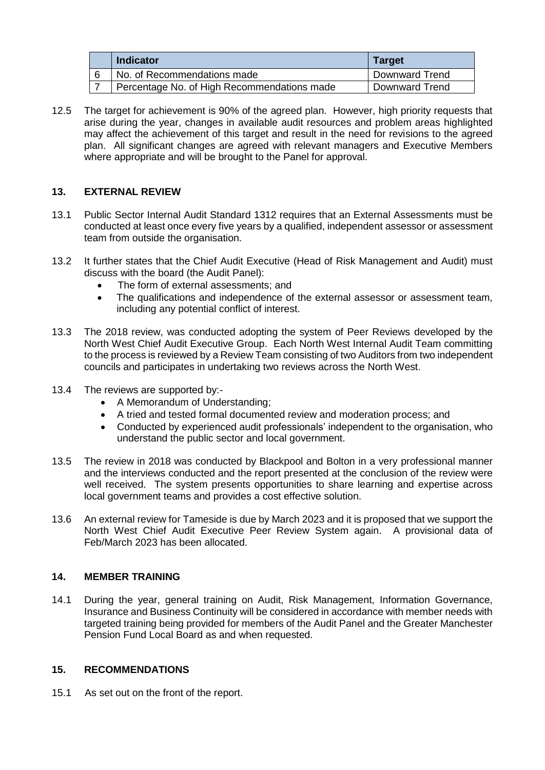| | Indicator | Target |
|---|---|---|
| 6 | No. of Recommendations made | Downward Trend |
| 7 | Percentage No. of High Recommendations made | Downward Trend |

12.5 The target for achievement is 90% of the agreed plan. However, high priority requests that arise during the year, changes in available audit resources and problem areas highlighted may affect the achievement of this target and result in the need for revisions to the agreed plan. All significant changes are agreed with relevant managers and Executive Members where appropriate and will be brought to the Panel for approval.

## 13. EXTERNAL REVIEW

13.1 Public Sector Internal Audit Standard 1312 requires that an External Assessments must be conducted at least once every five years by a qualified, independent assessor or assessment team from outside the organisation.

13.2 It further states that the Chief Audit Executive (Head of Risk Management and Audit) must discuss with the board (the Audit Panel):

- The form of external assessments; and
- The qualifications and independence of the external assessor or assessment team, including any potential conflict of interest.

13.3 The 2018 review, was conducted adopting the system of Peer Reviews developed by the North West Chief Audit Executive Group. Each North West Internal Audit Team committing to the process is reviewed by a Review Team consisting of two Auditors from two independent councils and participates in undertaking two reviews across the North West.

13.4 The reviews are supported by:-

- A Memorandum of Understanding;
- A tried and tested formal documented review and moderation process; and
- Conducted by experienced audit professionals' independent to the organisation, who understand the public sector and local government.

13.5 The review in 2018 was conducted by Blackpool and Bolton in a very professional manner and the interviews conducted and the report presented at the conclusion of the review were well received. The system presents opportunities to share learning and expertise across local government teams and provides a cost effective solution.

13.6 An external review for Tameside is due by March 2023 and it is proposed that we support the North West Chief Audit Executive Peer Review System again. A provisional data of Feb/March 2023 has been allocated.

## 14. MEMBER TRAINING

14.1 During the year, general training on Audit, Risk Management, Information Governance, Insurance and Business Continuity will be considered in accordance with member needs with targeted training being provided for members of the Audit Panel and the Greater Manchester Pension Fund Local Board as and when requested.

## 15. RECOMMENDATIONS

15.1 As set out on the front of the report.